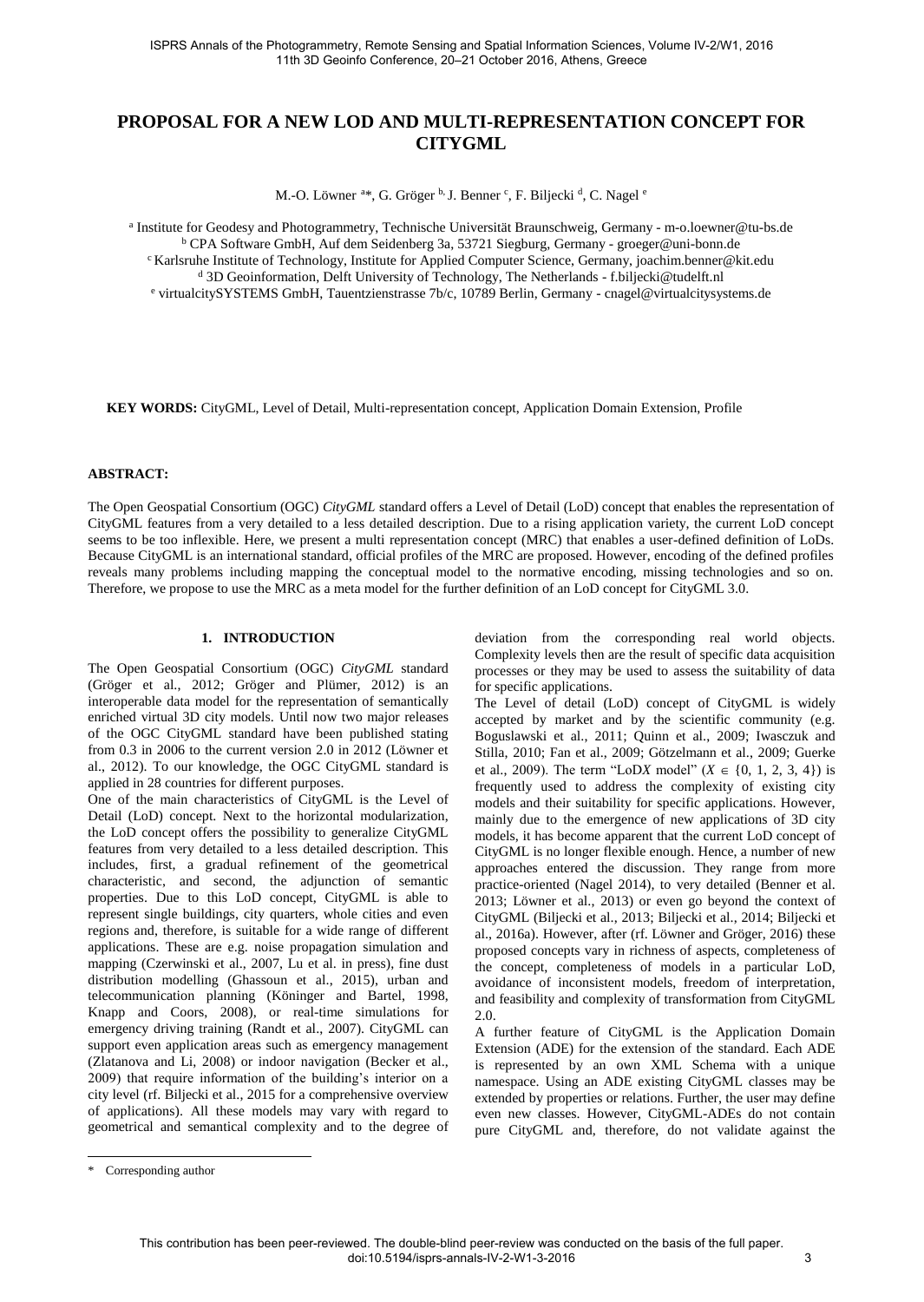# PROPOSAL FOR A NEW LOD AND MULTI-REPRESENTATION CONCEPT FOR CITYGML

M.-O. Löwner [a]*, G. Gröger [b], J. Benner [c], F. Biljecki [d], C. Nagel [e]

[a] Institute for Geodesy and Photogrammetry, Technische Universität Braunschweig, Germany - m-o.loewner@tu-bs.de
[b] CPA Software GmbH, Auf dem Seidenberg 3a, 53721 Siegburg, Germany - groeger@uni-bonn.de
[c] Karlsruhe Institute of Technology, Institute for Applied Computer Science, Germany, joachim.benner@kit.edu
[d] 3D Geoinformation, Delft University of Technology, The Netherlands - f.biljecki@tudelft.nl
[e] virtualcitySYSTEMS GmbH, Tauentzienstrasse 7b/c, 10789 Berlin, Germany - cnagel@virtualcitysystems.de

**KEY WORDS:** CityGML, Level of Detail, Multi-representation concept, Application Domain Extension, Profile

**ABSTRACT:**

The Open Geospatial Consortium (OGC) *CityGML* standard offers a Level of Detail (LoD) concept that enables the representation of CityGML features from a very detailed to a less detailed description. Due to a rising application variety, the current LoD concept seems to be too inflexible. Here, we present a multi representation concept (MRC) that enables a user-defined definition of LoDs. Because CityGML is an international standard, official profiles of the MRC are proposed. However, encoding of the defined profiles reveals many problems including mapping the conceptual model to the normative encoding, missing technologies and so on. Therefore, we propose to use the MRC as a meta model for the further definition of an LoD concept for CityGML 3.0.

## 1. INTRODUCTION

The Open Geospatial Consortium (OGC) *CityGML* standard (Gröger et al., 2012; Gröger and Plümer, 2012) is an interoperable data model for the representation of semantically enriched virtual 3D city models. Until now two major releases of the OGC CityGML standard have been published stating from 0.3 in 2006 to the current version 2.0 in 2012 (Löwner et al., 2012). To our knowledge, the OGC CityGML standard is applied in 28 countries for different purposes.

One of the main characteristics of CityGML is the Level of Detail (LoD) concept. Next to the horizontal modularization, the LoD concept offers the possibility to generalize CityGML features from very detailed to a less detailed description. This includes, first, a gradual refinement of the geometrical characteristic, and second, the adjunction of semantic properties. Due to this LoD concept, CityGML is able to represent single buildings, city quarters, whole cities and even regions and, therefore, is suitable for a wide range of different applications. These are e.g. noise propagation simulation and mapping (Czerwinski et al., 2007, Lu et al. in press), fine dust distribution modelling (Ghassoun et al., 2015), urban and telecommunication planning (Köninger and Bartel, 1998, Knapp and Coors, 2008), or real-time simulations for emergency driving training (Randt et al., 2007). CityGML can support even application areas such as emergency management (Zlatanova and Li, 2008) or indoor navigation (Becker et al., 2009) that require information of the building's interior on a city level (rf. Biljecki et al., 2015 for a comprehensive overview of applications). All these models may vary with regard to geometrical and semantical complexity and to the degree of deviation from the corresponding real world objects. Complexity levels then are the result of specific data acquisition processes or they may be used to assess the suitability of data for specific applications.

The Level of detail (LoD) concept of CityGML is widely accepted by market and by the scientific community (e.g. Boguslawski et al., 2011; Quinn et al., 2009; Iwasczuk and Stilla, 2010; Fan et al., 2009; Götzelmann et al., 2009; Guerke et al., 2009). The term "LoD*X* model" ($X \in \{0, 1, 2, 3, 4\}$) is frequently used to address the complexity of existing city models and their suitability for specific applications. However, mainly due to the emergence of new applications of 3D city models, it has become apparent that the current LoD concept of CityGML is no longer flexible enough. Hence, a number of new approaches entered the discussion. They range from more practice-oriented (Nagel 2014), to very detailed (Benner et al. 2013; Löwner et al., 2013) or even go beyond the context of CityGML (Biljecki et al., 2013; Biljecki et al., 2014; Biljecki et al., 2016a). However, after (rf. Löwner and Gröger, 2016) these proposed concepts vary in richness of aspects, completeness of the concept, completeness of models in a particular LoD, avoidance of inconsistent models, freedom of interpretation, and feasibility and complexity of transformation from CityGML 2.0.

A further feature of CityGML is the Application Domain Extension (ADE) for the extension of the standard. Each ADE is represented by an own XML Schema with a unique namespace. Using an ADE existing CityGML classes may be extended by properties or relations. Further, the user may define even new classes. However, CityGML-ADEs do not contain pure CityGML and, therefore, do not validate against the

\* Corresponding author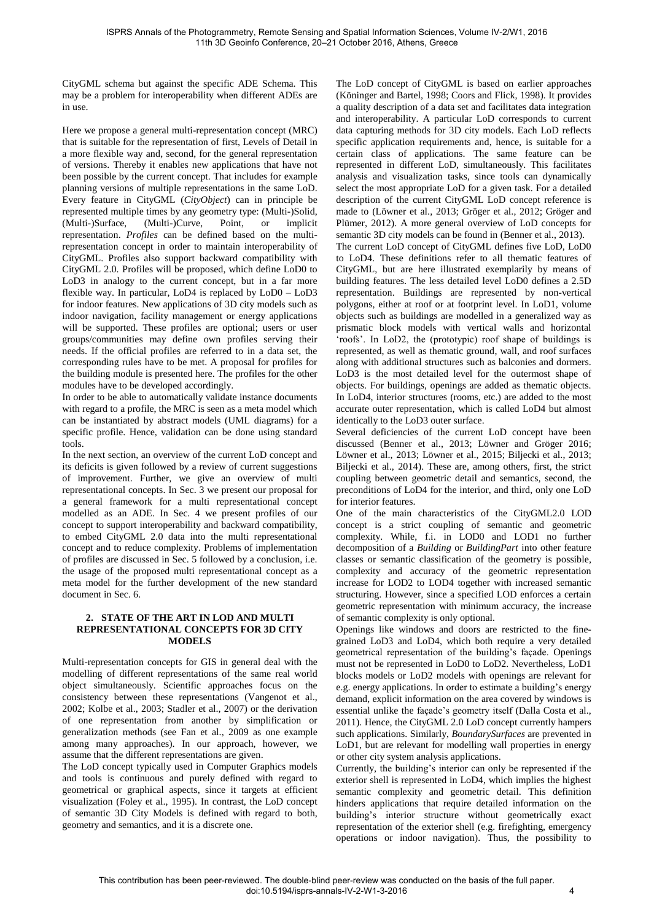CityGML schema but against the specific ADE Schema. This may be a problem for interoperability when different ADEs are in use.

Here we propose a general multi-representation concept (MRC) that is suitable for the representation of first, Levels of Detail in a more flexible way and, second, for the general representation of versions. Thereby it enables new applications that have not been possible by the current concept. That includes for example planning versions of multiple representations in the same LoD. Every feature in CityGML (*CityObject*) can in principle be represented multiple times by any geometry type: (Multi-)Solid, (Multi-)Surface, (Multi-)Curve, Point, or implicit representation. *Profiles* can be defined based on the multi-representation concept in order to maintain interoperability of CityGML. Profiles also support backward compatibility with CityGML 2.0. Profiles will be proposed, which define LoD0 to LoD3 in analogy to the current concept, but in a far more flexible way. In particular, LoD4 is replaced by LoD0 – LoD3 for indoor features. New applications of 3D city models such as indoor navigation, facility management or energy applications will be supported. These profiles are optional; users or user groups/communities may define own profiles serving their needs. If the official profiles are referred to in a data set, the corresponding rules have to be met. A proposal for profiles for the building module is presented here. The profiles for the other modules have to be developed accordingly.

In order to be able to automatically validate instance documents with regard to a profile, the MRC is seen as a meta model which can be instantiated by abstract models (UML diagrams) for a specific profile. Hence, validation can be done using standard tools.

In the next section, an overview of the current LoD concept and its deficits is given followed by a review of current suggestions of improvement. Further, we give an overview of multi representational concepts. In Sec. 3 we present our proposal for a general framework for a multi representational concept modelled as an ADE. In Sec. 4 we present profiles of our concept to support interoperability and backward compatibility, to embed CityGML 2.0 data into the multi representational concept and to reduce complexity. Problems of implementation of profiles are discussed in Sec. 5 followed by a conclusion, i.e. the usage of the proposed multi representational concept as a meta model for the further development of the new standard document in Sec. 6.

## 2. STATE OF THE ART IN LOD AND MULTI REPRESENTATIONAL CONCEPTS FOR 3D CITY MODELS

Multi-representation concepts for GIS in general deal with the modelling of different representations of the same real world object simultaneously. Scientific approaches focus on the consistency between these representations (Vangenot et al., 2002; Kolbe et al., 2003; Stadler et al., 2007) or the derivation of one representation from another by simplification or generalization methods (see Fan et al., 2009 as one example among many approaches). In our approach, however, we assume that the different representations are given.

The LoD concept typically used in Computer Graphics models and tools is continuous and purely defined with regard to geometrical or graphical aspects, since it targets at efficient visualization (Foley et al., 1995). In contrast, the LoD concept of semantic 3D City Models is defined with regard to both, geometry and semantics, and it is a discrete one.

The LoD concept of CityGML is based on earlier approaches (Köninger and Bartel, 1998; Coors and Flick, 1998). It provides a quality description of a data set and facilitates data integration and interoperability. A particular LoD corresponds to current data capturing methods for 3D city models. Each LoD reflects specific application requirements and, hence, is suitable for a certain class of applications. The same feature can be represented in different LoD, simultaneously. This facilitates analysis and visualization tasks, since tools can dynamically select the most appropriate LoD for a given task. For a detailed description of the current CityGML LoD concept reference is made to (Löwner et al., 2013; Gröger et al., 2012; Gröger and Plümer, 2012). A more general overview of LoD concepts for semantic 3D city models can be found in (Benner et al., 2013).

The current LoD concept of CityGML defines five LoD, LoD0 to LoD4. These definitions refer to all thematic features of CityGML, but are here illustrated exemplarily by means of building features. The less detailed level LoD0 defines a 2.5D representation. Buildings are represented by non-vertical polygons, either at roof or at footprint level. In LoD1, volume objects such as buildings are modelled in a generalized way as prismatic block models with vertical walls and horizontal 'roofs'. In LoD2, the (prototypic) roof shape of buildings is represented, as well as thematic ground, wall, and roof surfaces along with additional structures such as balconies and dormers. LoD3 is the most detailed level for the outermost shape of objects. For buildings, openings are added as thematic objects. In LoD4, interior structures (rooms, etc.) are added to the most accurate outer representation, which is called LoD4 but almost identically to the LoD3 outer surface.

Several deficiencies of the current LoD concept have been discussed (Benner et al., 2013; Löwner and Gröger 2016; Löwner et al., 2013; Löwner et al., 2015; Biljecki et al., 2013; Biljecki et al., 2014). These are, among others, first, the strict coupling between geometric detail and semantics, second, the preconditions of LoD4 for the interior, and third, only one LoD for interior features.

One of the main characteristics of the CityGML2.0 LOD concept is a strict coupling of semantic and geometric complexity. While, f.i. in LOD0 and LOD1 no further decomposition of a *Building* or *BuildingPart* into other feature classes or semantic classification of the geometry is possible, complexity and accuracy of the geometric representation increase for LOD2 to LOD4 together with increased semantic structuring. However, since a specified LOD enforces a certain geometric representation with minimum accuracy, the increase of semantic complexity is only optional.

Openings like windows and doors are restricted to the fine-grained LoD3 and LoD4, which both require a very detailed geometrical representation of the building's façade. Openings must not be represented in LoD0 to LoD2. Nevertheless, LoD1 blocks models or LoD2 models with openings are relevant for e.g. energy applications. In order to estimate a building's energy demand, explicit information on the area covered by windows is essential unlike the façade's geometry itself (Dalla Costa et al., 2011). Hence, the CityGML 2.0 LoD concept currently hampers such applications. Similarly, *BoundarySurfaces* are prevented in LoD1, but are relevant for modelling wall properties in energy or other city system analysis applications.

Currently, the building's interior can only be represented if the exterior shell is represented in LoD4, which implies the highest semantic complexity and geometric detail. This definition hinders applications that require detailed information on the building's interior structure without geometrically exact representation of the exterior shell (e.g. firefighting, emergency operations or indoor navigation). Thus, the possibility to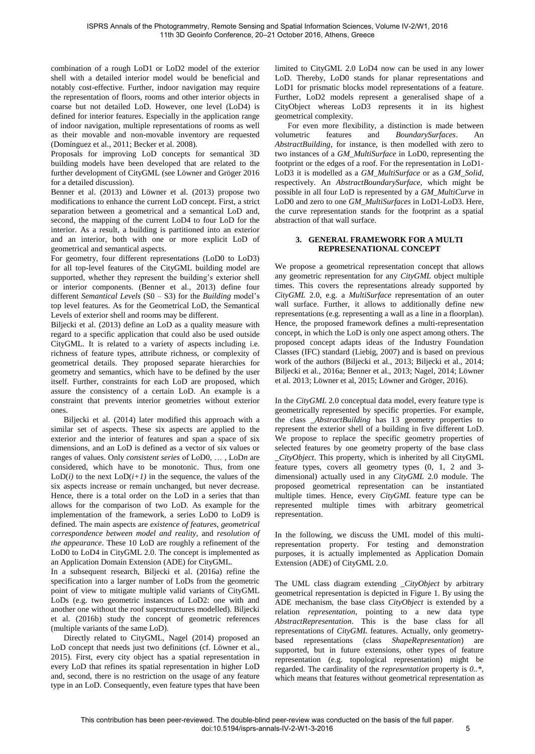combination of a rough LoD1 or LoD2 model of the exterior shell with a detailed interior model would be beneficial and notably cost-effective. Further, indoor navigation may require the representation of floors, rooms and other interior objects in coarse but not detailed LoD. However, one level (LoD4) is defined for interior features. Especially in the application range of indoor navigation, multiple representations of rooms as well as their movable and non-movable inventory are requested (Domínguez et al., 2011; Becker et al. 2008).

Proposals for improving LoD concepts for semantical 3D building models have been developed that are related to the further development of CityGML (see Löwner and Gröger 2016 for a detailed discussion).

Benner et al. (2013) and Löwner et al. (2013) propose two modifications to enhance the current LoD concept. First, a strict separation between a geometrical and a semantical LoD and, second, the mapping of the current LoD4 to four LoD for the interior. As a result, a building is partitioned into an exterior and an interior, both with one or more explicit LoD of geometrical and semantical aspects.

For geometry, four different representations (LoD0 to LoD3) for all top-level features of the CityGML building model are supported, whether they represent the building's exterior shell or interior components. (Benner et al., 2013) define four different *Semantical Levels* (S0 – S3) for the *Building* model's top level features. As for the Geometrical LoD, the Semantical Levels of exterior shell and rooms may be different.

Biljecki et al. (2013) define an LoD as a quality measure with regard to a specific application that could also be used outside CityGML. It is related to a variety of aspects including i.e. richness of feature types, attribute richness, or complexity of geometrical details. They proposed separate hierarchies for geometry and semantics, which have to be defined by the user itself. Further, constraints for each LoD are proposed, which assure the consistency of a certain LoD. An example is a constraint that prevents interior geometries without exterior ones.

Biljecki et al. (2014) later modified this approach with a similar set of aspects. These six aspects are applied to the exterior and the interior of features and span a space of six dimensions, and an LoD is defined as a vector of six values or ranges of values. Only *consistent series* of LoD0, … , LoD*n* are considered, which have to be monotonic. Thus, from one LoD($i$) to the next LoD($i+1$) in the sequence, the values of the six aspects increase or remain unchanged, but never decrease. Hence, there is a total order on the LoD in a series that than allows for the comparison of two LoD. As example for the implementation of the framework, a series LoD0 to LoD9 is defined. The main aspects are *existence of features*, *geometrical correspondence between model and reality*, and *resolution of the appearance*. These 10 LoD are roughly a refinement of the LoD0 to LoD4 in CityGML 2.0. The concept is implemented as an Application Domain Extension (ADE) for CityGML.

In a subsequent research, Biljecki et al. (2016a) refine the specification into a larger number of LoDs from the geometric point of view to mitigate multiple valid variants of CityGML LoDs (e.g. two geometric instances of LoD2: one with and another one without the roof superstructures modelled). Biljecki et al. (2016b) study the concept of geometric references (multiple variants of the same LoD).

Directly related to CityGML, Nagel (2014) proposed an LoD concept that needs just two definitions (cf. Löwner et al., 2015). First, every city object has a spatial representation in every LoD that refines its spatial representation in higher LoD and, second, there is no restriction on the usage of any feature type in an LoD. Consequently, even feature types that have been limited to CityGML 2.0 LoD4 now can be used in any lower LoD. Thereby, LoD0 stands for planar representations and LoD1 for prismatic blocks model representations of a feature. Further, LoD2 models represent a generalised shape of a CityObject whereas LoD3 represents it in its highest geometrical complexity.

For even more flexibility, a distinction is made between volumetric features and *BoundarySurfaces*. An *AbstractBuilding*, for instance, is then modelled with zero to two instances of a *GM_MultiSurface* in LoD0, representing the footprint or the edges of a roof. For the representation in LoD1-LoD3 it is modelled as a *GM_MultiSurface* or as a *GM_Solid*, respectively. An *AbstractBoundarySurface*, which might be possible in all four LoD is represented by a *GM_MultiCurve* in LoD0 and zero to one *GM_MultiSurfaces* in LoD1-LoD3. Here, the curve representation stands for the footprint as a spatial abstraction of that wall surface.

## 3. GENERAL FRAMEWORK FOR A MULTI REPRESENATIONAL CONCEPT

We propose a geometrical representation concept that allows any geometric representation for any *CityGML* object multiple times. This covers the representations already supported by *CityGML* 2.0, e.g. a *MultiSurface* representation of an outer wall surface. Further, it allows to additionally define new representations (e.g. representing a wall as a line in a floorplan). Hence, the proposed framework defines a multi-representation concept, in which the LoD is only one aspect among others. The proposed concept adapts ideas of the Industry Foundation Classes (IFC) standard (Liebig, 2007) and is based on previous work of the authors (Biljecki et al., 2013; Biljecki et al., 2014; Biljecki et al., 2016a; Benner et al., 2013; Nagel, 2014; Löwner et al. 2013; Löwner et al, 2015; Löwner and Gröger, 2016).

In the *CityGML* 2.0 conceptual data model, every feature type is geometrically represented by specific properties. For example, the class *_AbstractBuilding* has 13 geometry properties to represent the exterior shell of a building in five different LoD. We propose to replace the specific geometry properties of selected features by one geometry property of the base class *_CityObject*. This property, which is inherited by all CityGML feature types, covers all geometry types (0, 1, 2 and 3-dimensional) actually used in any *CityGML* 2.0 module. The proposed geometrical representation can be instantiated multiple times. Hence, every *CityGML* feature type can be represented multiple times with arbitrary geometrical representation.

In the following, we discuss the UML model of this multi-representation property. For testing and demonstration purposes, it is actually implemented as Application Domain Extension (ADE) of CityGML 2.0.

The UML class diagram extending *_CityObject* by arbitrary geometrical representation is depicted in Figure 1. By using the ADE mechanism, the base class *CityObject* is extended by a relation *representation*, pointing to a new data type *AbstractRepresentation*. This is the base class for all representations of *CityGML* features. Actually, only geometry-based representations (class *ShapeRepresentation*) are supported, but in future extensions, other types of feature representation (e.g. topological representation) might be regarded. The cardinality of the *representation* property is *0..**, which means that features without geometrical representation as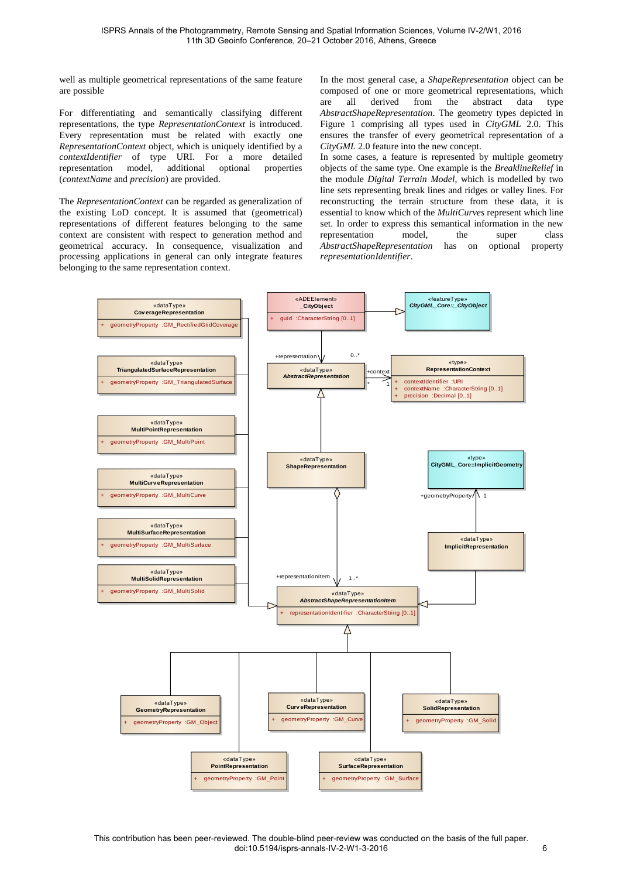well as multiple geometrical representations of the same feature are possible

For differentiating and semantically classifying different representations, the type *RepresentationContext* is introduced. Every representation must be related with exactly one *RepresentationContext* object, which is uniquely identified by a *contextIdentifier* of type URI. For a more detailed representation model, additional optional properties (*contextName* and *precision*) are provided.

The *RepresentationContext* can be regarded as generalization of the existing LoD concept. It is assumed that (geometrical) representations of different features belonging to the same context are consistent with respect to generation method and geometrical accuracy. In consequence, visualization and processing applications in general can only integrate features belonging to the same representation context.

In the most general case, a *ShapeRepresentation* object can be composed of one or more geometrical representations, which are all derived from the abstract data type *AbstractShapeRepresentation*. The geometry types depicted in Figure 1 comprising all types used in *CityGML* 2.0. This ensures the transfer of every geometrical representation of a *CityGML* 2.0 feature into the new concept.
In some cases, a feature is represented by multiple geometry objects of the same type. One example is the *BreaklineRelief* in the module *Digital Terrain Model*, which is modelled by two line sets representing break lines and ridges or valley lines. For reconstructing the terrain structure from these data, it is essential to know which of the *MultiCurves* represent which line set. In order to express this semantical information in the new representation model, the super class *AbstractShapeRepresentation* has on optional property *representationIdentifier*.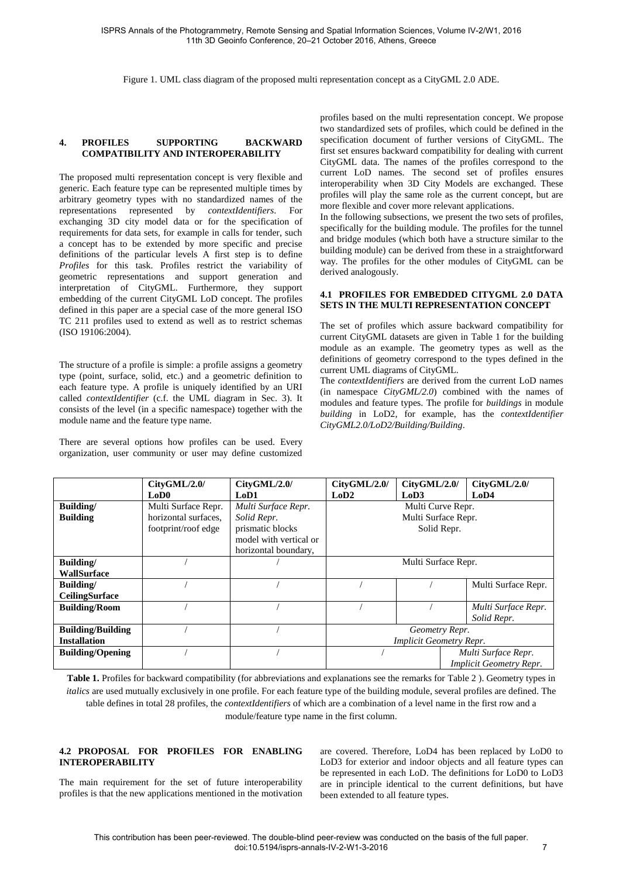Figure 1. UML class diagram of the proposed multi representation concept as a CityGML 2.0 ADE.

## 4. PROFILES SUPPORTING BACKWARD COMPATIBILITY AND INTEROPERABILITY

The proposed multi representation concept is very flexible and generic. Each feature type can be represented multiple times by arbitrary geometry types with no standardized names of the representations represented by *contextIdentifiers*. For exchanging 3D city model data or for the specification of requirements for data sets, for example in calls for tender, such a concept has to be extended by more specific and precise definitions of the particular levels A first step is to define *Profiles* for this task. Profiles restrict the variability of geometric representations and support generation and interpretation of CityGML. Furthermore, they support embedding of the current CityGML LoD concept. The profiles defined in this paper are a special case of the more general ISO TC 211 profiles used to extend as well as to restrict schemas (ISO 19106:2004).

The structure of a profile is simple: a profile assigns a geometry type (point, surface, solid, etc.) and a geometric definition to each feature type. A profile is uniquely identified by an URI called *contextIdentifier* (c.f. the UML diagram in Sec. 3). It consists of the level (in a specific namespace) together with the module name and the feature type name.

There are several options how profiles can be used. Every organization, user community or user may define customized profiles based on the multi representation concept. We propose two standardized sets of profiles, which could be defined in the specification document of further versions of CityGML. The first set ensures backward compatibility for dealing with current CityGML data. The names of the profiles correspond to the current LoD names. The second set of profiles ensures interoperability when 3D City Models are exchanged. These profiles will play the same role as the current concept, but are more flexible and cover more relevant applications.

In the following subsections, we present the two sets of profiles, specifically for the building module. The profiles for the tunnel and bridge modules (which both have a structure similar to the building module) can be derived from these in a straightforward way. The profiles for the other modules of CityGML can be derived analogously.

### 4.1 PROFILES FOR EMBEDDED CITYGML 2.0 DATA SETS IN THE MULTI REPRESENTATION CONCEPT

The set of profiles which assure backward compatibility for current CityGML datasets are given in Table 1 for the building module as an example. The geometry types as well as the definitions of geometry correspond to the types defined in the current UML diagrams of CityGML.

The *contextIdentifiers* are derived from the current LoD names (in namespace *CityGML/2.0*) combined with the names of modules and feature types. The profile for *buildings* in module *building* in LoD2, for example, has the *contextIdentifier CityGML2.0/LoD2/Building/Building*.

| | CityGML/2.0/ LoD0 | CityGML/2.0/ LoD1 | CityGML/2.0/ LoD2 | CityGML/2.0/ LoD3 | CityGML/2.0/ LoD4 |
|---|---|---|---|---|---|
| **Building/ Building** | Multi Surface Repr. horizontal surfaces, footprint/roof edge | *Multi Surface Repr.* *Solid Repr.* prismatic blocks model with vertical or horizontal boundary, | Multi Curve Repr. Multi Surface Repr. Solid Repr. | | |
| **Building/ WallSurface** | / | / | Multi Surface Repr. | | |
| **Building/ CeilingSurface** | / | / | / | / | Multi Surface Repr. |
| **Building/Room** | / | / | / | / | *Multi Surface Repr.* *Solid Repr.* |
| **Building/Building Installation** | / | / | *Geometry Repr.* *Implicit Geometry Repr.* | | |
| **Building/Opening** | / | / | / | *Multi Surface Repr.* *Implicit Geometry Repr.* | |

**Table 1.** Profiles for backward compatibility (for abbreviations and explanations see the remarks for Table 2 ). Geometry types in *italics* are used mutually exclusively in one profile. For each feature type of the building module, several profiles are defined. The table defines in total 28 profiles, the *contextIdentifiers* of which are a combination of a level name in the first row and a module/feature type name in the first column.

### 4.2 PROPOSAL FOR PROFILES FOR ENABLING INTEROPERABILITY

The main requirement for the set of future interoperability profiles is that the new applications mentioned in the motivation are covered. Therefore, LoD4 has been replaced by LoD0 to LoD3 for exterior and indoor objects and all feature types can be represented in each LoD. The definitions for LoD0 to LoD3 are in principle identical to the current definitions, but have been extended to all feature types.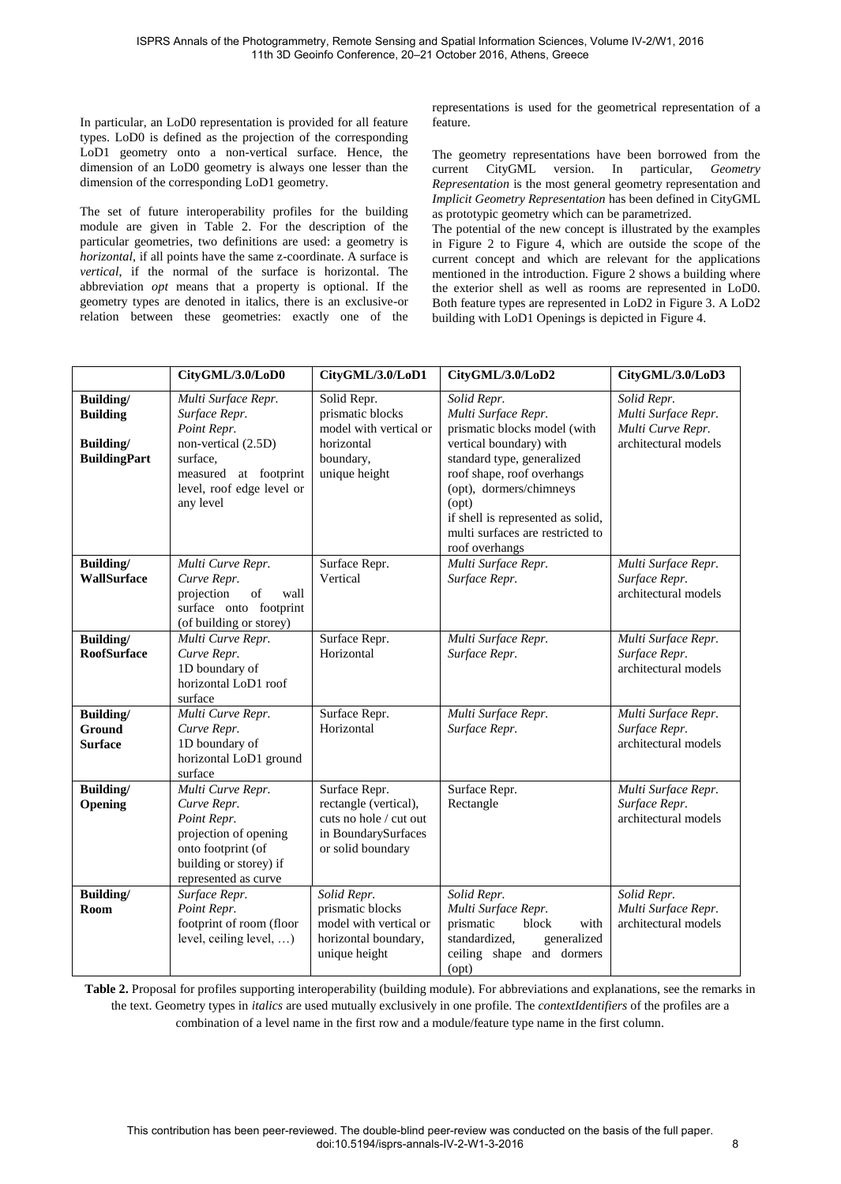In particular, an LoD0 representation is provided for all feature types. LoD0 is defined as the projection of the corresponding LoD1 geometry onto a non-vertical surface. Hence, the dimension of an LoD0 geometry is always one lesser than the dimension of the corresponding LoD1 geometry.

The set of future interoperability profiles for the building module are given in Table 2. For the description of the particular geometries, two definitions are used: a geometry is *horizontal*, if all points have the same z-coordinate. A surface is *vertical*, if the normal of the surface is horizontal. The abbreviation *opt* means that a property is optional. If the geometry types are denoted in italics, there is an exclusive-or relation between these geometries: exactly one of the representations is used for the geometrical representation of a feature.

The geometry representations have been borrowed from the current CityGML version. In particular, *Geometry Representation* is the most general geometry representation and *Implicit Geometry Representation* has been defined in CityGML as prototypic geometry which can be parametrized.

The potential of the new concept is illustrated by the examples in Figure 2 to Figure 4, which are outside the scope of the current concept and which are relevant for the applications mentioned in the introduction. Figure 2 shows a building where the exterior shell as well as rooms are represented in LoD0. Both feature types are represented in LoD2 in Figure 3. A LoD2 building with LoD1 Openings is depicted in Figure 4.

| | CityGML/3.0/LoD0 | CityGML/3.0/LoD1 | CityGML/3.0/LoD2 | CityGML/3.0/LoD3 |
|---|---|---|---|---|
| **Building/ Building** <br> **Building/ BuildingPart** | *Multi Surface Repr.* <br> *Surface Repr.* <br> *Point Repr.* <br> non-vertical (2.5D) surface, measured at footprint level, roof edge level or any level | Solid Repr. <br> prismatic blocks model with vertical or horizontal boundary, unique height | *Solid Repr.* <br> *Multi Surface Repr.* <br> prismatic blocks model (with vertical boundary) with standard type, generalized roof shape, roof overhangs (opt), dormers/chimneys (opt) <br> if shell is represented as solid, multi surfaces are restricted to roof overhangs | *Solid Repr.* <br> *Multi Surface Repr.* <br> *Multi Curve Repr.* <br> architectural models |
| **Building/ WallSurface** | *Multi Curve Repr.* <br> *Curve Repr.* <br> projection of wall surface onto footprint (of building or storey) | Surface Repr. <br> Vertical | *Multi Surface Repr.* <br> *Surface Repr.* | *Multi Surface Repr.* <br> *Surface Repr.* <br> architectural models |
| **Building/ RoofSurface** | *Multi Curve Repr.* <br> *Curve Repr.* <br> 1D boundary of horizontal LoD1 roof surface | Surface Repr. <br> Horizontal | *Multi Surface Repr.* <br> *Surface Repr.* | *Multi Surface Repr.* <br> *Surface Repr.* <br> architectural models |
| **Building/ Ground Surface** | *Multi Curve Repr.* <br> *Curve Repr.* <br> 1D boundary of horizontal LoD1 ground surface | Surface Repr. <br> Horizontal | *Multi Surface Repr.* <br> *Surface Repr.* | *Multi Surface Repr.* <br> *Surface Repr.* <br> architectural models |
| **Building/ Opening** | *Multi Curve Repr.* <br> *Curve Repr.* <br> *Point Repr.* <br> projection of opening onto footprint (of building or storey) if represented as curve | Surface Repr. <br> rectangle (vertical), cuts no hole / cut out in BoundarySurfaces or solid boundary | Surface Repr. <br> Rectangle | *Multi Surface Repr.* <br> *Surface Repr.* <br> architectural models |
| **Building/ Room** | *Surface Repr.* <br> *Point Repr.* <br> footprint of room (floor level, ceiling level, …) | *Solid Repr.* <br> prismatic blocks model with vertical or horizontal boundary, unique height | *Solid Repr.* <br> *Multi Surface Repr.* <br> prismatic block with standardized, generalized ceiling shape and dormers (opt) | *Solid Repr.* <br> *Multi Surface Repr.* <br> architectural models |

**Table 2.** Proposal for profiles supporting interoperability (building module). For abbreviations and explanations, see the remarks in the text. Geometry types in *italics* are used mutually exclusively in one profile. The *contextIdentifiers* of the profiles are a combination of a level name in the first row and a module/feature type name in the first column.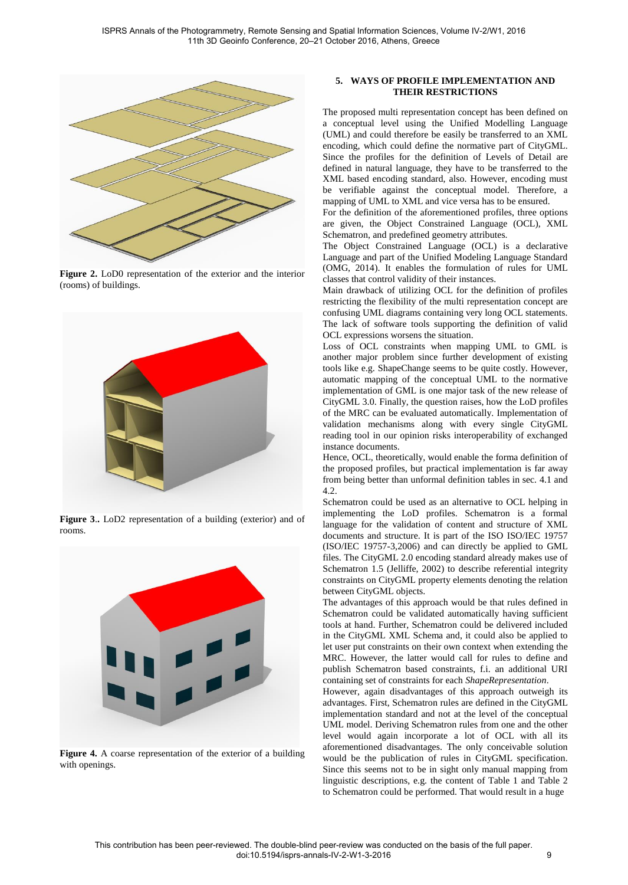**Figure 2.** LoD0 representation of the exterior and the interior (rooms) of buildings.

**Figure 3.**. LoD2 representation of a building (exterior) and of rooms.

**Figure 4.** A coarse representation of the exterior of a building with openings.

## 5. WAYS OF PROFILE IMPLEMENTATION AND THEIR RESTRICTIONS

The proposed multi representation concept has been defined on a conceptual level using the Unified Modelling Language (UML) and could therefore be easily be transferred to an XML encoding, which could define the normative part of CityGML. Since the profiles for the definition of Levels of Detail are defined in natural language, they have to be transferred to the XML based encoding standard, also. However, encoding must be verifiable against the conceptual model. Therefore, a mapping of UML to XML and vice versa has to be ensured.

For the definition of the aforementioned profiles, three options are given, the Object Constrained Language (OCL), XML Schematron, and predefined geometry attributes.

The Object Constrained Language (OCL) is a declarative Language and part of the Unified Modeling Language Standard (OMG, 2014). It enables the formulation of rules for UML classes that control validity of their instances.

Main drawback of utilizing OCL for the definition of profiles restricting the flexibility of the multi representation concept are confusing UML diagrams containing very long OCL statements. The lack of software tools supporting the definition of valid OCL expressions worsens the situation.

Loss of OCL constraints when mapping UML to GML is another major problem since further development of existing tools like e.g. ShapeChange seems to be quite costly. However, automatic mapping of the conceptual UML to the normative implementation of GML is one major task of the new release of CityGML 3.0. Finally, the question raises, how the LoD profiles of the MRC can be evaluated automatically. Implementation of validation mechanisms along with every single CityGML reading tool in our opinion risks interoperability of exchanged instance documents.

Hence, OCL, theoretically, would enable the forma definition of the proposed profiles, but practical implementation is far away from being better than unformal definition tables in sec. 4.1 and 4.2.

Schematron could be used as an alternative to OCL helping in implementing the LoD profiles. Schematron is a formal language for the validation of content and structure of XML documents and structure. It is part of the ISO ISO/IEC 19757 (ISO/IEC 19757-3,2006) and can directly be applied to GML files. The CityGML 2.0 encoding standard already makes use of Schematron 1.5 (Jelliffe, 2002) to describe referential integrity constraints on CityGML property elements denoting the relation between CityGML objects.

The advantages of this approach would be that rules defined in Schematron could be validated automatically having sufficient tools at hand. Further, Schematron could be delivered included in the CityGML XML Schema and, it could also be applied to let user put constraints on their own context when extending the MRC. However, the latter would call for rules to define and publish Schematron based constraints, f.i. an additional URI containing set of constraints for each *ShapeRepresentation*.

However, again disadvantages of this approach outweigh its advantages. First, Schematron rules are defined in the CityGML implementation standard and not at the level of the conceptual UML model. Deriving Schematron rules from one and the other level would again incorporate a lot of OCL with all its aforementioned disadvantages. The only conceivable solution would be the publication of rules in CityGML specification. Since this seems not to be in sight only manual mapping from linguistic descriptions, e.g. the content of Table 1 and Table 2 to Schematron could be performed. That would result in a huge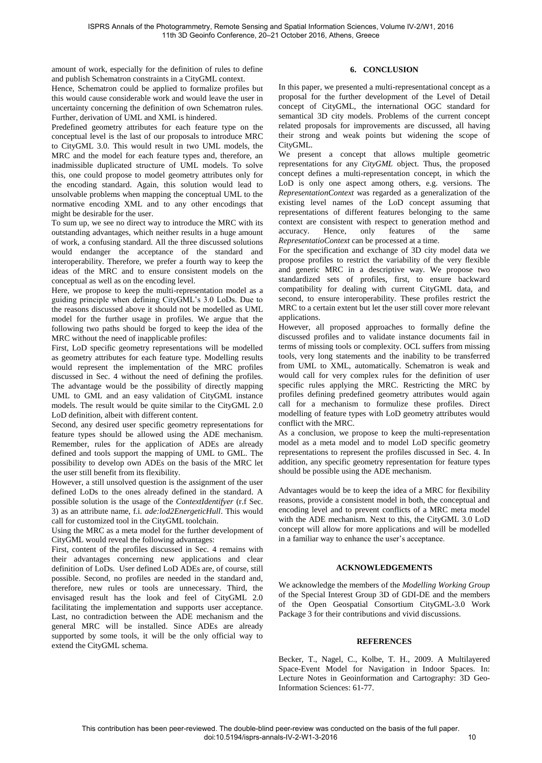amount of work, especially for the definition of rules to define and publish Schematron constraints in a CityGML context.

Hence, Schematron could be applied to formalize profiles but this would cause considerable work and would leave the user in uncertainty concerning the definition of own Schematron rules. Further, derivation of UML and XML is hindered.

Predefined geometry attributes for each feature type on the conceptual level is the last of our proposals to introduce MRC to CityGML 3.0. This would result in two UML models, the MRC and the model for each feature types and, therefore, an inadmissible duplicated structure of UML models. To solve this, one could propose to model geometry attributes only for the encoding standard. Again, this solution would lead to unsolvable problems when mapping the conceptual UML to the normative encoding XML and to any other encodings that might be desirable for the user.

To sum up, we see no direct way to introduce the MRC with its outstanding advantages, which neither results in a huge amount of work, a confusing standard. All the three discussed solutions would endanger the acceptance of the standard and interoperability. Therefore, we prefer a fourth way to keep the ideas of the MRC and to ensure consistent models on the conceptual as well as on the encoding level.

Here, we propose to keep the multi-representation model as a guiding principle when defining CityGML's 3.0 LoDs. Due to the reasons discussed above it should not be modelled as UML model for the further usage in profiles. We argue that the following two paths should be forged to keep the idea of the MRC without the need of inapplicable profiles:

First, LoD specific geometry representations will be modelled as geometry attributes for each feature type. Modelling results would represent the implementation of the MRC profiles discussed in Sec. 4 without the need of defining the profiles. The advantage would be the possibility of directly mapping UML to GML and an easy validation of CityGML instance models. The result would be quite similar to the CityGML 2.0 LoD definition, albeit with different content.

Second, any desired user specific geometry representations for feature types should be allowed using the ADE mechanism. Remember, rules for the application of ADEs are already defined and tools support the mapping of UML to GML. The possibility to develop own ADEs on the basis of the MRC let the user still benefit from its flexibility.

However, a still unsolved question is the assignment of the user defined LoDs to the ones already defined in the standard. A possible solution is the usage of the *ContextIdentifyer* (r.f Sec. 3) as an attribute name, f.i. *ade:lod2EnergeticHull*. This would call for customized tool in the CityGML toolchain.

Using the MRC as a meta model for the further development of CityGML would reveal the following advantages:

First, content of the profiles discussed in Sec. 4 remains with their advantages concerning new applications and clear definition of LoDs. User defined LoD ADEs are, of course, still possible. Second, no profiles are needed in the standard and, therefore, new rules or tools are unnecessary. Third, the envisaged result has the look and feel of CityGML 2.0 facilitating the implementation and supports user acceptance. Last, no contradiction between the ADE mechanism and the general MRC will be installed. Since ADEs are already supported by some tools, it will be the only official way to extend the CityGML schema.

## 6. CONCLUSION

In this paper, we presented a multi-representational concept as a proposal for the further development of the Level of Detail concept of CityGML, the international OGC standard for semantical 3D city models. Problems of the current concept related proposals for improvements are discussed, all having their strong and weak points but widening the scope of CityGML.

We present a concept that allows multiple geometric representations for any *CityGML* object. Thus, the proposed concept defines a multi-representation concept, in which the LoD is only one aspect among others, e.g. versions. The *RepresentationContext* was regarded as a generalization of the existing level names of the LoD concept assuming that representations of different features belonging to the same context are consistent with respect to generation method and accuracy. Hence, only features of the same *RepresentatioContext* can be processed at a time.

For the specification and exchange of 3D city model data we propose profiles to restrict the variability of the very flexible and generic MRC in a descriptive way. We propose two standardized sets of profiles, first, to ensure backward compatibility for dealing with current CityGML data, and second, to ensure interoperability. These profiles restrict the MRC to a certain extent but let the user still cover more relevant applications.

However, all proposed approaches to formally define the discussed profiles and to validate instance documents fail in terms of missing tools or complexity. OCL suffers from missing tools, very long statements and the inability to be transferred from UML to XML, automatically. Schematron is weak and would call for very complex rules for the definition of user specific rules applying the MRC. Restricting the MRC by profiles defining predefined geometry attributes would again call for a mechanism to formulize these profiles. Direct modelling of feature types with LoD geometry attributes would conflict with the MRC.

As a conclusion, we propose to keep the multi-representation model as a meta model and to model LoD specific geometry representations to represent the profiles discussed in Sec. 4. In addition, any specific geometry representation for feature types should be possible using the ADE mechanism.

Advantages would be to keep the idea of a MRC for flexibility reasons, provide a consistent model in both, the conceptual and encoding level and to prevent conflicts of a MRC meta model with the ADE mechanism. Next to this, the CityGML 3.0 LoD concept will allow for more applications and will be modelled in a familiar way to enhance the user's acceptance.

## ACKNOWLEDGEMENTS

We acknowledge the members of the *Modelling Working Group* of the Special Interest Group 3D of GDI-DE and the members of the Open Geospatial Consortium CityGML-3.0 Work Package 3 for their contributions and vivid discussions.

## REFERENCES

Becker, T., Nagel, C., Kolbe, T. H., 2009. A Multilayered Space-Event Model for Navigation in Indoor Spaces. In: Lecture Notes in Geoinformation and Cartography: 3D Geo-Information Sciences: 61-77.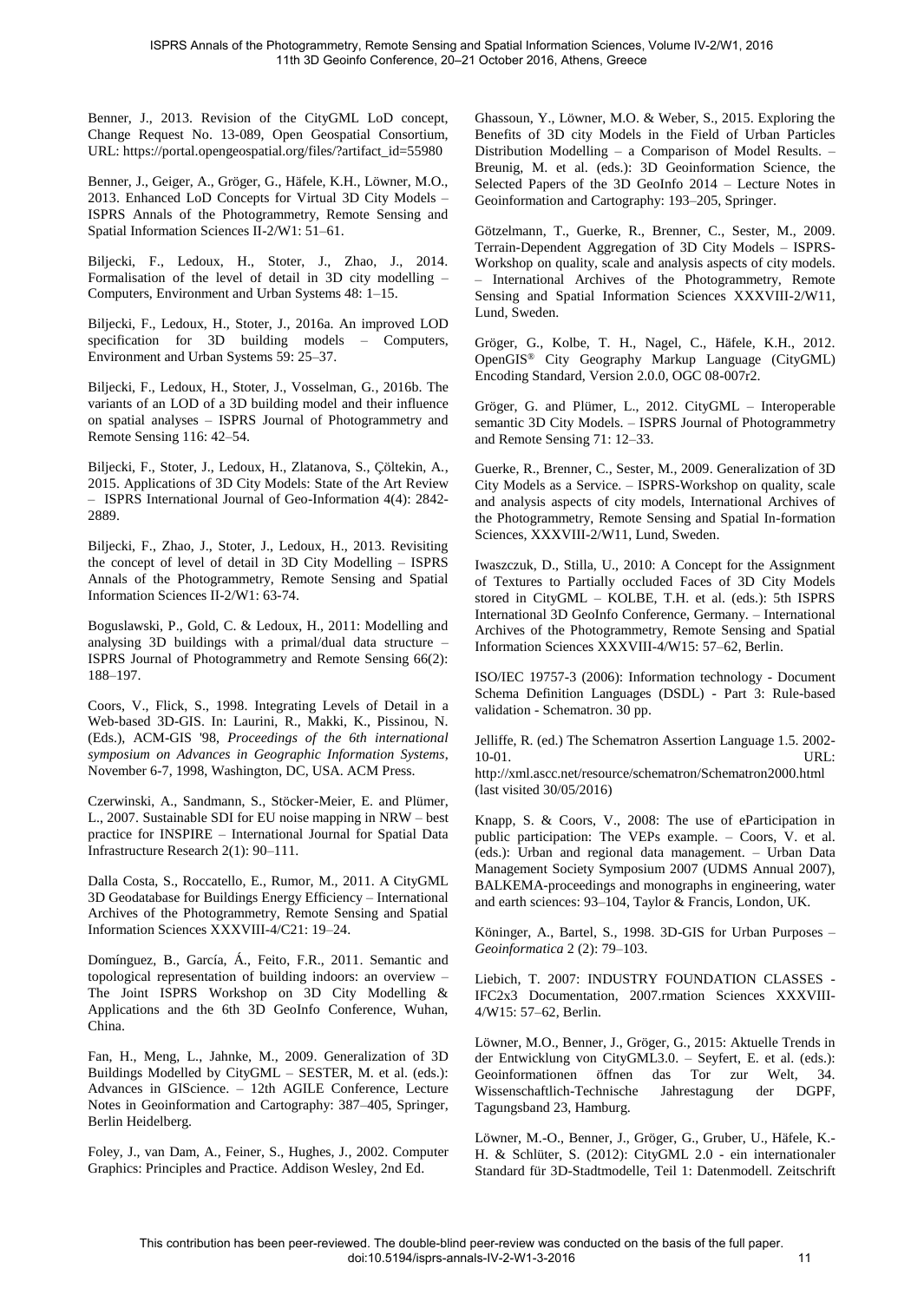Benner, J., 2013. Revision of the CityGML LoD concept, Change Request No. 13-089, Open Geospatial Consortium, URL: https://portal.opengeospatial.org/files/?artifact_id=55980

Benner, J., Geiger, A., Gröger, G., Häfele, K.H., Löwner, M.O., 2013. Enhanced LoD Concepts for Virtual 3D City Models – ISPRS Annals of the Photogrammetry, Remote Sensing and Spatial Information Sciences II-2/W1: 51–61.

Biljecki, F., Ledoux, H., Stoter, J., Zhao, J., 2014. Formalisation of the level of detail in 3D city modelling – Computers, Environment and Urban Systems 48: 1–15.

Biljecki, F., Ledoux, H., Stoter, J., 2016a. An improved LOD specification for 3D building models – Computers, Environment and Urban Systems 59: 25–37.

Biljecki, F., Ledoux, H., Stoter, J., Vosselman, G., 2016b. The variants of an LOD of a 3D building model and their influence on spatial analyses – ISPRS Journal of Photogrammetry and Remote Sensing 116: 42–54.

Biljecki, F., Stoter, J., Ledoux, H., Zlatanova, S., Çöltekin, A., 2015. Applications of 3D City Models: State of the Art Review – ISPRS International Journal of Geo-Information 4(4): 2842-2889.

Biljecki, F., Zhao, J., Stoter, J., Ledoux, H., 2013. Revisiting the concept of level of detail in 3D City Modelling – ISPRS Annals of the Photogrammetry, Remote Sensing and Spatial Information Sciences II-2/W1: 63-74.

Boguslawski, P., Gold, C. & Ledoux, H., 2011: Modelling and analysing 3D buildings with a primal/dual data structure – ISPRS Journal of Photogrammetry and Remote Sensing 66(2): 188–197.

Coors, V., Flick, S., 1998. Integrating Levels of Detail in a Web-based 3D-GIS. In: Laurini, R., Makki, K., Pissinou, N. (Eds.), ACM-GIS '98, *Proceedings of the 6th international symposium on Advances in Geographic Information Systems*, November 6-7, 1998, Washington, DC, USA. ACM Press.

Czerwinski, A., Sandmann, S., Stöcker-Meier, E. and Plümer, L., 2007. Sustainable SDI for EU noise mapping in NRW – best practice for INSPIRE – International Journal for Spatial Data Infrastructure Research 2(1): 90–111.

Dalla Costa, S., Roccatello, E., Rumor, M., 2011. A CityGML 3D Geodatabase for Buildings Energy Efficiency – International Archives of the Photogrammetry, Remote Sensing and Spatial Information Sciences XXXVIII-4/C21: 19–24.

Domínguez, B., García, Á., Feito, F.R., 2011. Semantic and topological representation of building indoors: an overview – The Joint ISPRS Workshop on 3D City Modelling & Applications and the 6th 3D GeoInfo Conference, Wuhan, China.

Fan, H., Meng, L., Jahnke, M., 2009. Generalization of 3D Buildings Modelled by CityGML – SESTER, M. et al. (eds.): Advances in GIScience. – 12th AGILE Conference, Lecture Notes in Geoinformation and Cartography: 387–405, Springer, Berlin Heidelberg.

Foley, J., van Dam, A., Feiner, S., Hughes, J., 2002. Computer Graphics: Principles and Practice. Addison Wesley, 2nd Ed.

Ghassoun, Y., Löwner, M.O. & Weber, S., 2015. Exploring the Benefits of 3D city Models in the Field of Urban Particles Distribution Modelling – a Comparison of Model Results. – Breunig, M. et al. (eds.): 3D Geoinformation Science, the Selected Papers of the 3D GeoInfo 2014 – Lecture Notes in Geoinformation and Cartography: 193–205, Springer.

Götzelmann, T., Guerke, R., Brenner, C., Sester, M., 2009. Terrain-Dependent Aggregation of 3D City Models – ISPRS-Workshop on quality, scale and analysis aspects of city models. – International Archives of the Photogrammetry, Remote Sensing and Spatial Information Sciences XXXVIII-2/W11, Lund, Sweden.

Gröger, G., Kolbe, T. H., Nagel, C., Häfele, K.H., 2012. OpenGIS® City Geography Markup Language (CityGML) Encoding Standard, Version 2.0.0, OGC 08-007r2.

Gröger, G. and Plümer, L., 2012. CityGML – Interoperable semantic 3D City Models. – ISPRS Journal of Photogrammetry and Remote Sensing 71: 12–33.

Guerke, R., Brenner, C., Sester, M., 2009. Generalization of 3D City Models as a Service. – ISPRS-Workshop on quality, scale and analysis aspects of city models, International Archives of the Photogrammetry, Remote Sensing and Spatial In-formation Sciences, XXXVIII-2/W11, Lund, Sweden.

Iwaszczuk, D., Stilla, U., 2010: A Concept for the Assignment of Textures to Partially occluded Faces of 3D City Models stored in CityGML – KOLBE, T.H. et al. (eds.): 5th ISPRS International 3D GeoInfo Conference, Germany. – International Archives of the Photogrammetry, Remote Sensing and Spatial Information Sciences XXXVIII-4/W15: 57–62, Berlin.

ISO/IEC 19757-3 (2006): Information technology - Document Schema Definition Languages (DSDL) - Part 3: Rule-based validation - Schematron. 30 pp.

Jelliffe, R. (ed.) The Schematron Assertion Language 1.5. 2002-10-01. URL: http://xml.ascc.net/resource/schematron/Schematron2000.html (last visited 30/05/2016)

Knapp, S. & Coors, V., 2008: The use of eParticipation in public participation: The VEPs example. – Coors, V. et al. (eds.): Urban and regional data management. – Urban Data Management Society Symposium 2007 (UDMS Annual 2007), BALKEMA-proceedings and monographs in engineering, water and earth sciences: 93–104, Taylor & Francis, London, UK.

Köninger, A., Bartel, S., 1998. 3D-GIS for Urban Purposes – *Geoinformatica* 2 (2): 79–103.

Liebich, T. 2007: INDUSTRY FOUNDATION CLASSES - IFC2x3 Documentation, 2007.rmation Sciences XXXVIII-4/W15: 57–62, Berlin.

Löwner, M.O., Benner, J., Gröger, G., 2015: Aktuelle Trends in der Entwicklung von CityGML3.0. – Seyfert, E. et al. (eds.): Geoinformationen öffnen das Tor zur Welt, 34. Wissenschaftlich-Technische Jahrestagung der DGPF, Tagungsband 23, Hamburg.

Löwner, M.-O., Benner, J., Gröger, G., Gruber, U., Häfele, K.-H. & Schlüter, S. (2012): CityGML 2.0 - ein internationaler Standard für 3D-Stadtmodelle, Teil 1: Datenmodell. Zeitschrift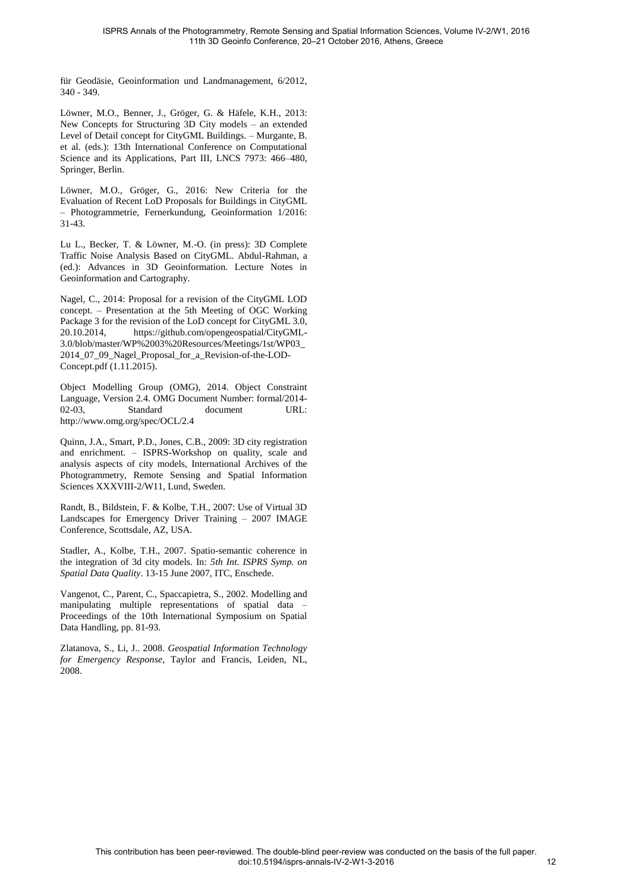für Geodäsie, Geoinformation und Landmanagement, 6/2012, 340 - 349.

Löwner, M.O., Benner, J., Gröger, G. & Häfele, K.H., 2013: New Concepts for Structuring 3D City models – an extended Level of Detail concept for CityGML Buildings. – Murgante, B. et al. (eds.): 13th International Conference on Computational Science and its Applications, Part III, LNCS 7973: 466–480, Springer, Berlin.

Löwner, M.O., Gröger, G., 2016: New Criteria for the Evaluation of Recent LoD Proposals for Buildings in CityGML – Photogrammetrie, Fernerkundung, Geoinformation 1/2016: 31-43.

Lu L., Becker, T. & Löwner, M.-O. (in press): 3D Complete Traffic Noise Analysis Based on CityGML. Abdul-Rahman, a (ed.): Advances in 3D Geoinformation. Lecture Notes in Geoinformation and Cartography.

Nagel, C., 2014: Proposal for a revision of the CityGML LOD concept. – Presentation at the 5th Meeting of OGC Working Package 3 for the revision of the LoD concept for CityGML 3.0, 20.10.2014, https://github.com/opengeospatial/CityGML-3.0/blob/master/WP%2003%20Resources/Meetings/1st/WP03_2014_07_09_Nagel_Proposal_for_a_Revision-of-the-LOD-Concept.pdf (1.11.2015).

Object Modelling Group (OMG), 2014. Object Constraint Language, Version 2.4. OMG Document Number: formal/2014-02-03, Standard document URL: http://www.omg.org/spec/OCL/2.4

Quinn, J.A., Smart, P.D., Jones, C.B., 2009: 3D city registration and enrichment. – ISPRS-Workshop on quality, scale and analysis aspects of city models, International Archives of the Photogrammetry, Remote Sensing and Spatial Information Sciences XXXVIII-2/W11, Lund, Sweden.

Randt, B., Bildstein, F. & Kolbe, T.H., 2007: Use of Virtual 3D Landscapes for Emergency Driver Training – 2007 IMAGE Conference, Scottsdale, AZ, USA.

Stadler, A., Kolbe, T.H., 2007. Spatio-semantic coherence in the integration of 3d city models. In: *5th Int. ISPRS Symp. on Spatial Data Quality*. 13-15 June 2007, ITC, Enschede.

Vangenot, C., Parent, C., Spaccapietra, S., 2002. Modelling and manipulating multiple representations of spatial data – Proceedings of the 10th International Symposium on Spatial Data Handling, pp. 81-93.

Zlatanova, S., Li, J.. 2008. *Geospatial Information Technology for Emergency Response*, Taylor and Francis, Leiden, NL, 2008.